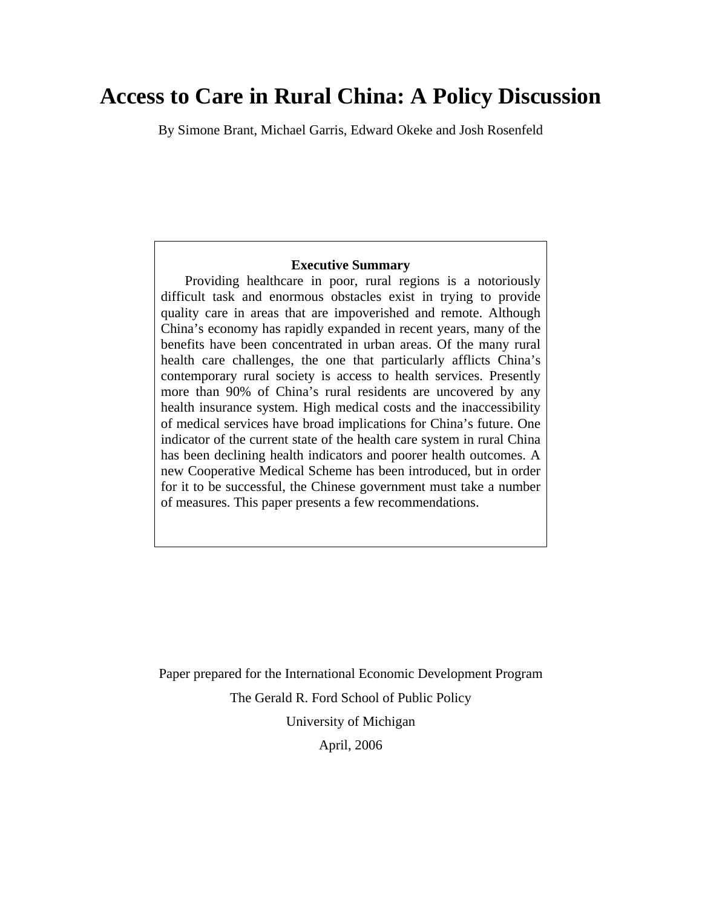# Access to Care in Rural China: A Policy Discussion

By Simone Brant, Michael Garris, Edward Okeke and Josh Rosenfeld

**Executive Summary**

Providing healthcare in poor, rural regions is a notoriously difficult task and enormous obstacles exist in trying to provide quality care in areas that are impoverished and remote. Although China's economy has rapidly expanded in recent years, many of the benefits have been concentrated in urban areas. Of the many rural health care challenges, the one that particularly afflicts China's contemporary rural society is access to health services. Presently more than 90% of China's rural residents are uncovered by any health insurance system. High medical costs and the inaccessibility of medical services have broad implications for China's future. One indicator of the current state of the health care system in rural China has been declining health indicators and poorer health outcomes. A new Cooperative Medical Scheme has been introduced, but in order for it to be successful, the Chinese government must take a number of measures. This paper presents a few recommendations.

Paper prepared for the International Economic Development Program

The Gerald R. Ford School of Public Policy

University of Michigan

April, 2006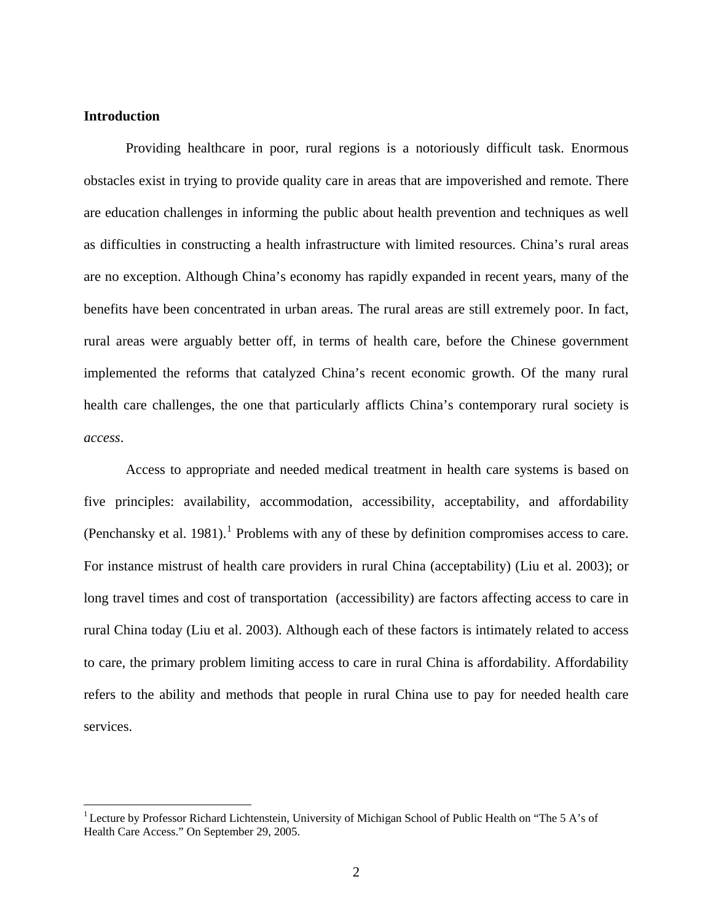## Introduction

Providing healthcare in poor, rural regions is a notoriously difficult task. Enormous obstacles exist in trying to provide quality care in areas that are impoverished and remote. There are education challenges in informing the public about health prevention and techniques as well as difficulties in constructing a health infrastructure with limited resources. China's rural areas are no exception. Although China's economy has rapidly expanded in recent years, many of the benefits have been concentrated in urban areas. The rural areas are still extremely poor. In fact, rural areas were arguably better off, in terms of health care, before the Chinese government implemented the reforms that catalyzed China's recent economic growth. Of the many rural health care challenges, the one that particularly afflicts China's contemporary rural society is *access*.

Access to appropriate and needed medical treatment in health care systems is based on five principles: availability, accommodation, accessibility, acceptability, and affordability (Penchansky et al. 1981).[1] Problems with any of these by definition compromises access to care. For instance mistrust of health care providers in rural China (acceptability) (Liu et al. 2003); or long travel times and cost of transportation (accessibility) are factors affecting access to care in rural China today (Liu et al. 2003). Although each of these factors is intimately related to access to care, the primary problem limiting access to care in rural China is affordability. Affordability refers to the ability and methods that people in rural China use to pay for needed health care services.

[1] Lecture by Professor Richard Lichtenstein, University of Michigan School of Public Health on "The 5 A's of Health Care Access." On September 29, 2005.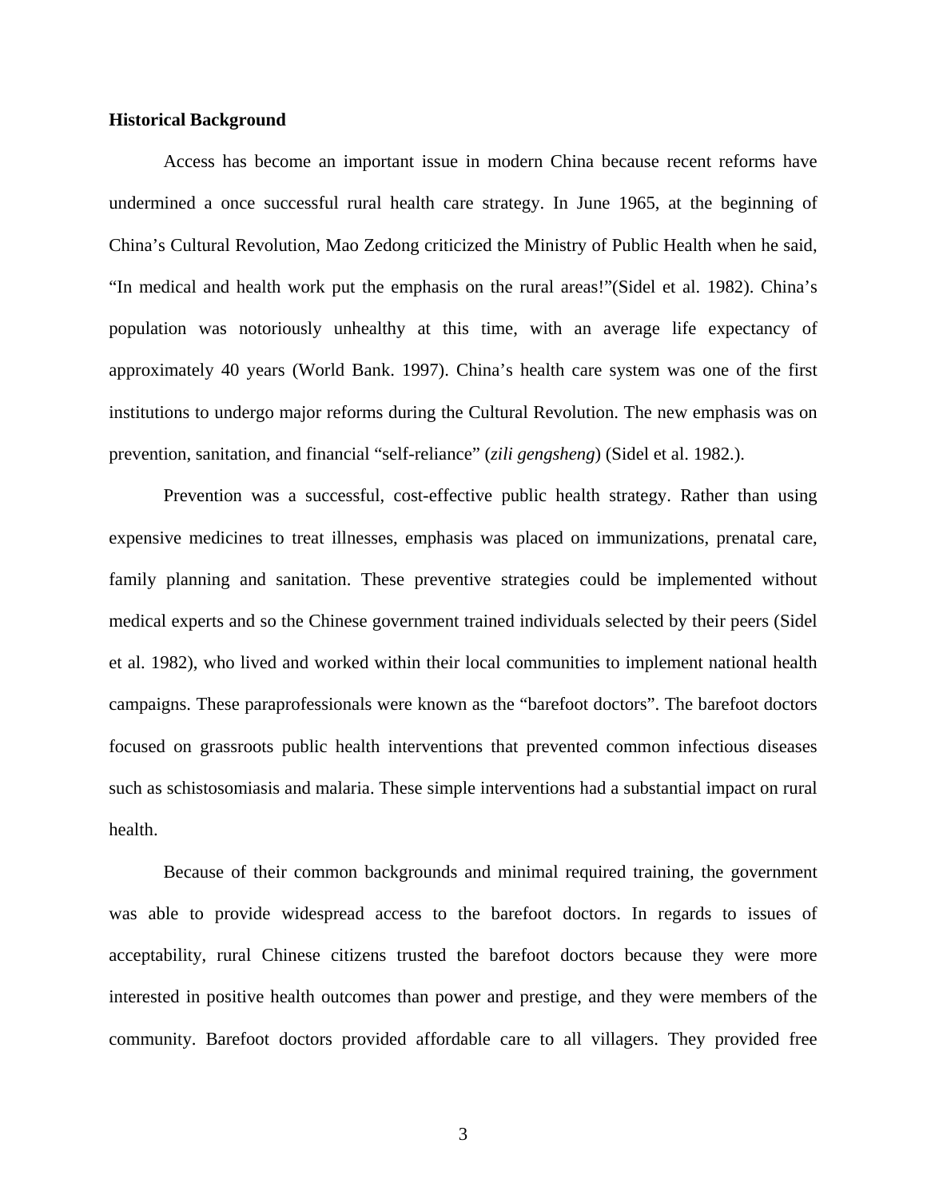**Historical Background**

Access has become an important issue in modern China because recent reforms have undermined a once successful rural health care strategy. In June 1965, at the beginning of China's Cultural Revolution, Mao Zedong criticized the Ministry of Public Health when he said, "In medical and health work put the emphasis on the rural areas!"(Sidel et al. 1982). China's population was notoriously unhealthy at this time, with an average life expectancy of approximately 40 years (World Bank. 1997). China's health care system was one of the first institutions to undergo major reforms during the Cultural Revolution. The new emphasis was on prevention, sanitation, and financial "self-reliance" (*zili gengsheng*) (Sidel et al. 1982.).

Prevention was a successful, cost-effective public health strategy. Rather than using expensive medicines to treat illnesses, emphasis was placed on immunizations, prenatal care, family planning and sanitation. These preventive strategies could be implemented without medical experts and so the Chinese government trained individuals selected by their peers (Sidel et al. 1982), who lived and worked within their local communities to implement national health campaigns. These paraprofessionals were known as the "barefoot doctors". The barefoot doctors focused on grassroots public health interventions that prevented common infectious diseases such as schistosomiasis and malaria. These simple interventions had a substantial impact on rural health.

Because of their common backgrounds and minimal required training, the government was able to provide widespread access to the barefoot doctors. In regards to issues of acceptability, rural Chinese citizens trusted the barefoot doctors because they were more interested in positive health outcomes than power and prestige, and they were members of the community. Barefoot doctors provided affordable care to all villagers. They provided free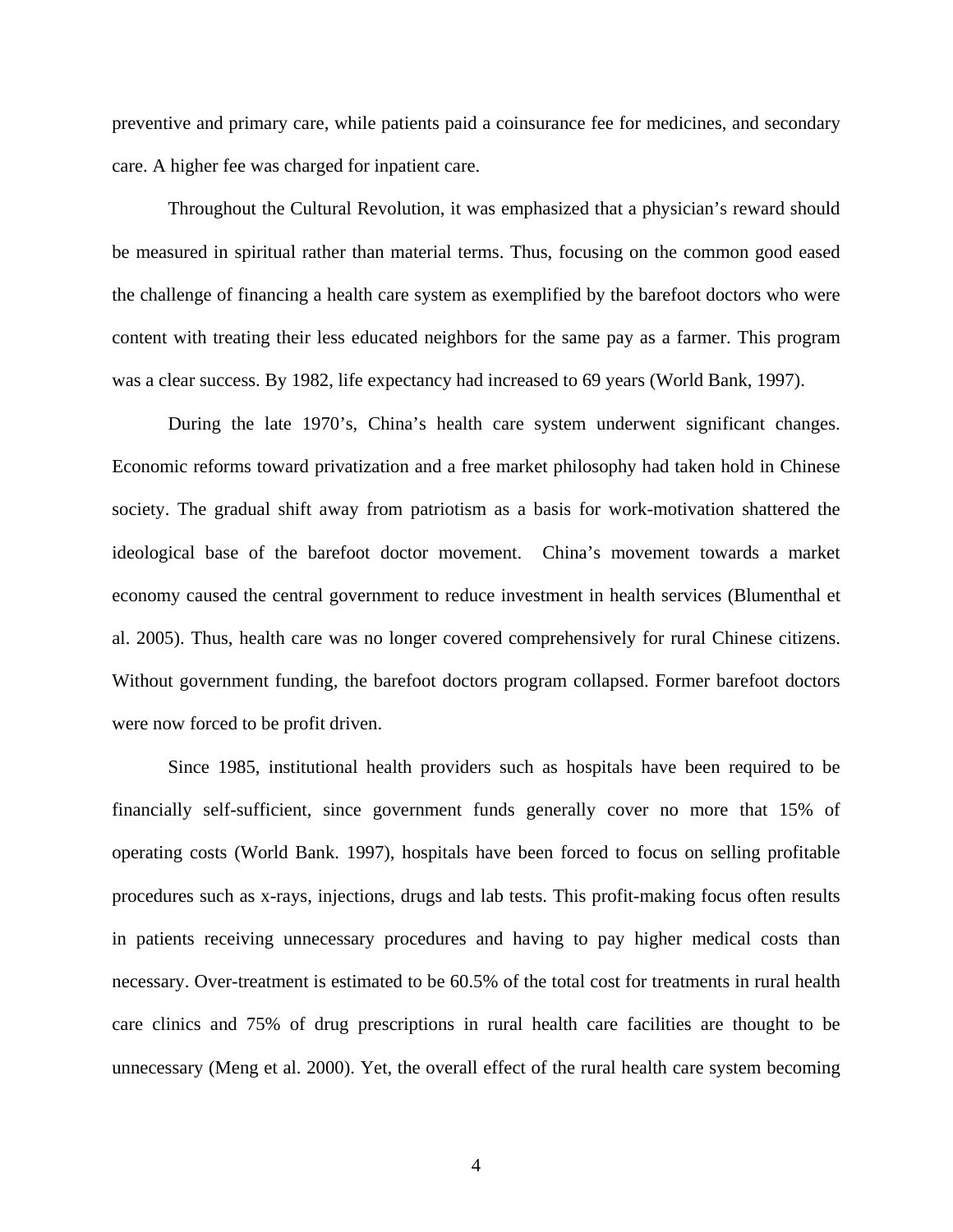preventive and primary care, while patients paid a coinsurance fee for medicines, and secondary care. A higher fee was charged for inpatient care.

Throughout the Cultural Revolution, it was emphasized that a physician's reward should be measured in spiritual rather than material terms. Thus, focusing on the common good eased the challenge of financing a health care system as exemplified by the barefoot doctors who were content with treating their less educated neighbors for the same pay as a farmer. This program was a clear success. By 1982, life expectancy had increased to 69 years (World Bank, 1997).

During the late 1970's, China's health care system underwent significant changes. Economic reforms toward privatization and a free market philosophy had taken hold in Chinese society. The gradual shift away from patriotism as a basis for work-motivation shattered the ideological base of the barefoot doctor movement. China's movement towards a market economy caused the central government to reduce investment in health services (Blumenthal et al. 2005). Thus, health care was no longer covered comprehensively for rural Chinese citizens. Without government funding, the barefoot doctors program collapsed. Former barefoot doctors were now forced to be profit driven.

Since 1985, institutional health providers such as hospitals have been required to be financially self-sufficient, since government funds generally cover no more that 15% of operating costs (World Bank. 1997), hospitals have been forced to focus on selling profitable procedures such as x-rays, injections, drugs and lab tests. This profit-making focus often results in patients receiving unnecessary procedures and having to pay higher medical costs than necessary. Over-treatment is estimated to be 60.5% of the total cost for treatments in rural health care clinics and 75% of drug prescriptions in rural health care facilities are thought to be unnecessary (Meng et al. 2000). Yet, the overall effect of the rural health care system becoming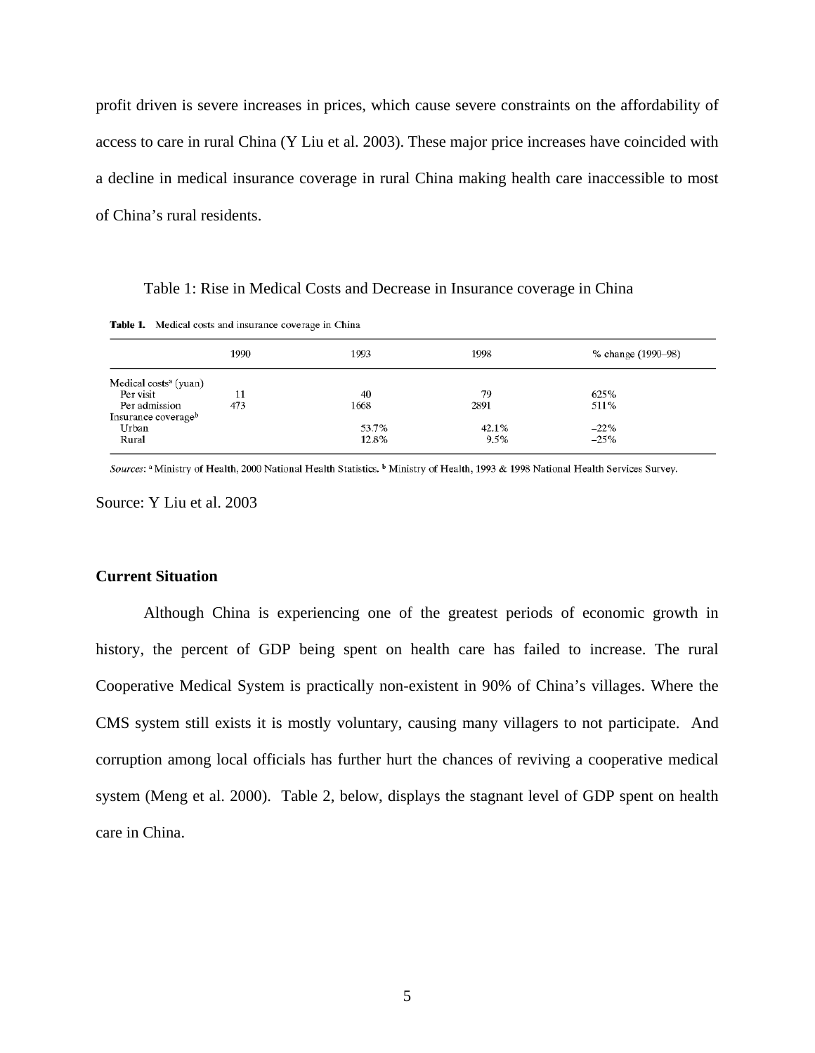profit driven is severe increases in prices, which cause severe constraints on the affordability of access to care in rural China (Y Liu et al. 2003). These major price increases have coincided with a decline in medical insurance coverage in rural China making health care inaccessible to most of China's rural residents.

Table 1: Rise in Medical Costs and Decrease in Insurance coverage in China

**Table 1.** Medical costs and insurance coverage in China

| | 1990 | 1993 | 1998 | % change (1990–98) |
|---|---|---|---|---|
| Medical costs[a] (yuan) | | | | |
| Per visit | 11 | 40 | 79 | 625% |
| Per admission | 473 | 1668 | 2891 | 511% |
| Insurance coverage[b] | | | | |
| Urban | | 53.7% | 42.1% | −22% |
| Rural | | 12.8% | 9.5% | −25% |

*Sources*: [a] Ministry of Health, 2000 National Health Statistics. [b] Ministry of Health, 1993 & 1998 National Health Services Survey.

Source: Y Liu et al. 2003

**Current Situation**

Although China is experiencing one of the greatest periods of economic growth in history, the percent of GDP being spent on health care has failed to increase. The rural Cooperative Medical System is practically non-existent in 90% of China's villages. Where the CMS system still exists it is mostly voluntary, causing many villagers to not participate. And corruption among local officials has further hurt the chances of reviving a cooperative medical system (Meng et al. 2000). Table 2, below, displays the stagnant level of GDP spent on health care in China.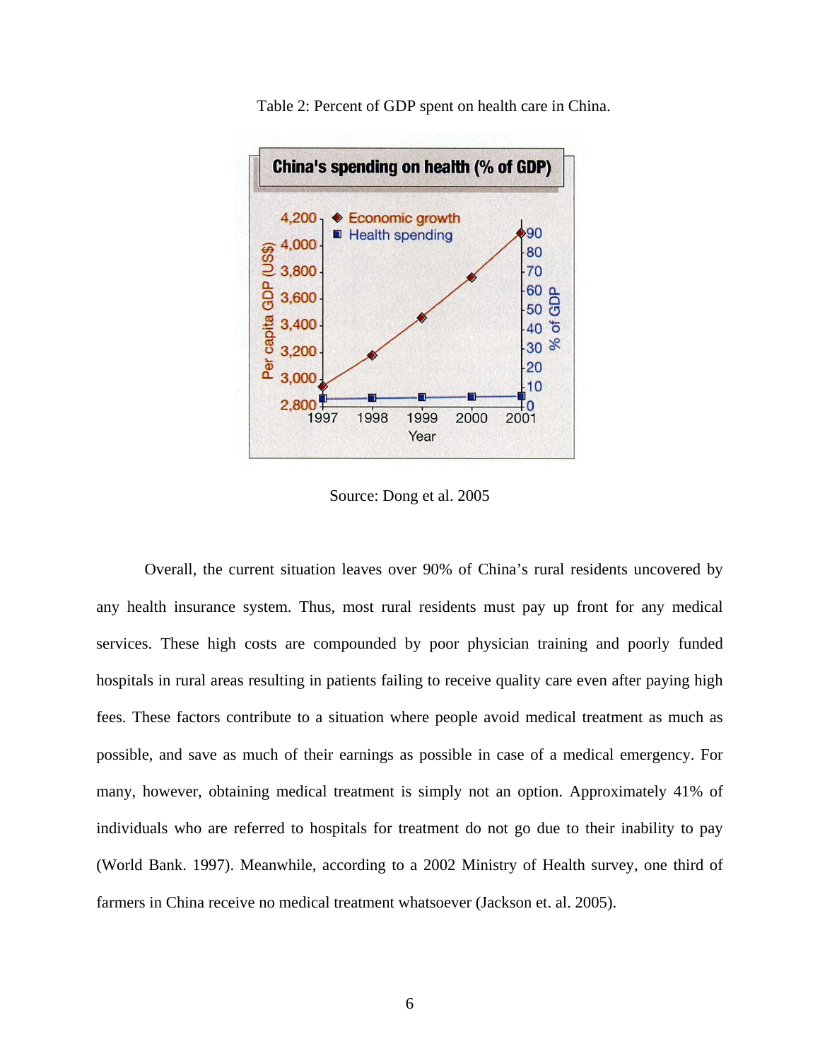Table 2: Percent of GDP spent on health care in China.

Source: Dong et al. 2005

Overall, the current situation leaves over 90% of China's rural residents uncovered by any health insurance system. Thus, most rural residents must pay up front for any medical services. These high costs are compounded by poor physician training and poorly funded hospitals in rural areas resulting in patients failing to receive quality care even after paying high fees. These factors contribute to a situation where people avoid medical treatment as much as possible, and save as much of their earnings as possible in case of a medical emergency. For many, however, obtaining medical treatment is simply not an option. Approximately 41% of individuals who are referred to hospitals for treatment do not go due to their inability to pay (World Bank. 1997). Meanwhile, according to a 2002 Ministry of Health survey, one third of farmers in China receive no medical treatment whatsoever (Jackson et. al. 2005).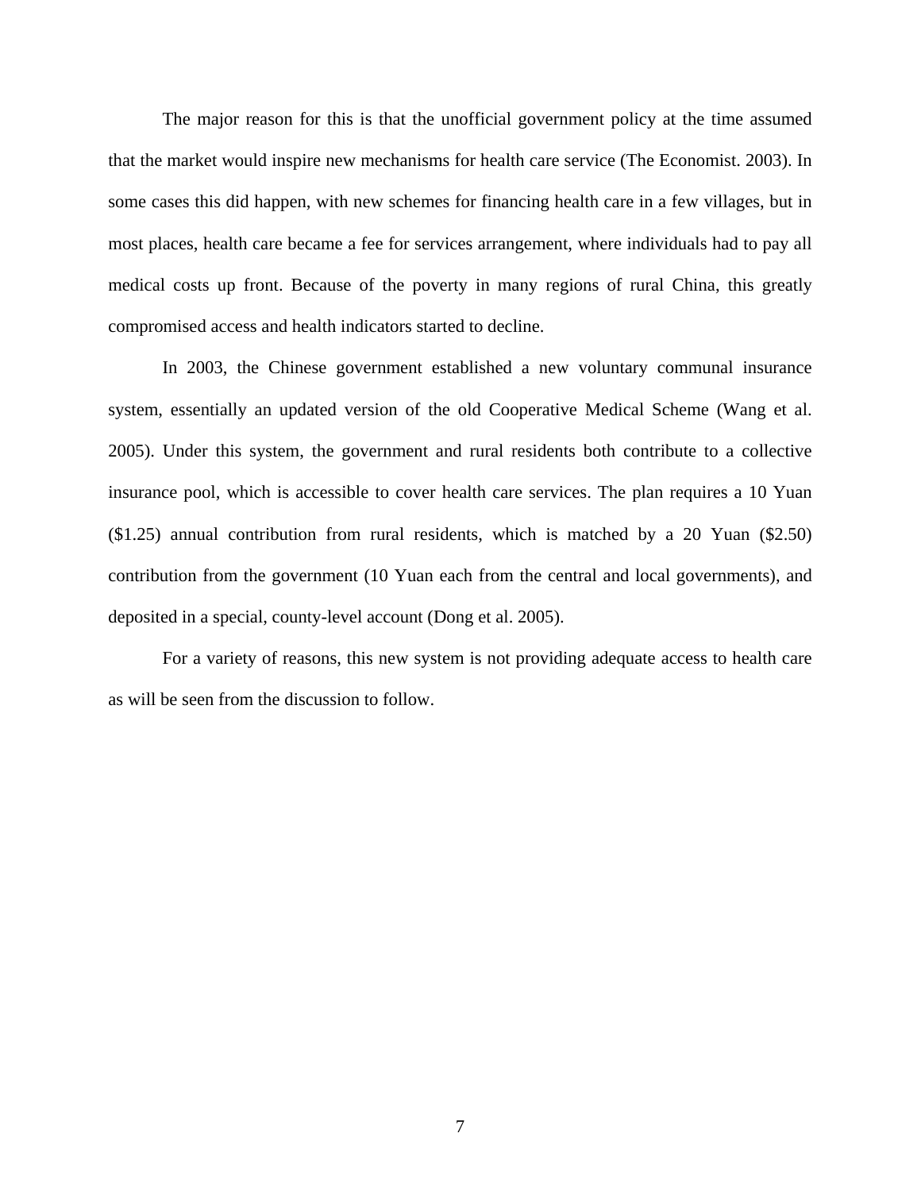The major reason for this is that the unofficial government policy at the time assumed that the market would inspire new mechanisms for health care service (The Economist. 2003). In some cases this did happen, with new schemes for financing health care in a few villages, but in most places, health care became a fee for services arrangement, where individuals had to pay all medical costs up front. Because of the poverty in many regions of rural China, this greatly compromised access and health indicators started to decline.

In 2003, the Chinese government established a new voluntary communal insurance system, essentially an updated version of the old Cooperative Medical Scheme (Wang et al. 2005). Under this system, the government and rural residents both contribute to a collective insurance pool, which is accessible to cover health care services. The plan requires a 10 Yuan ($1.25) annual contribution from rural residents, which is matched by a 20 Yuan ($2.50) contribution from the government (10 Yuan each from the central and local governments), and deposited in a special, county-level account (Dong et al. 2005).

For a variety of reasons, this new system is not providing adequate access to health care as will be seen from the discussion to follow.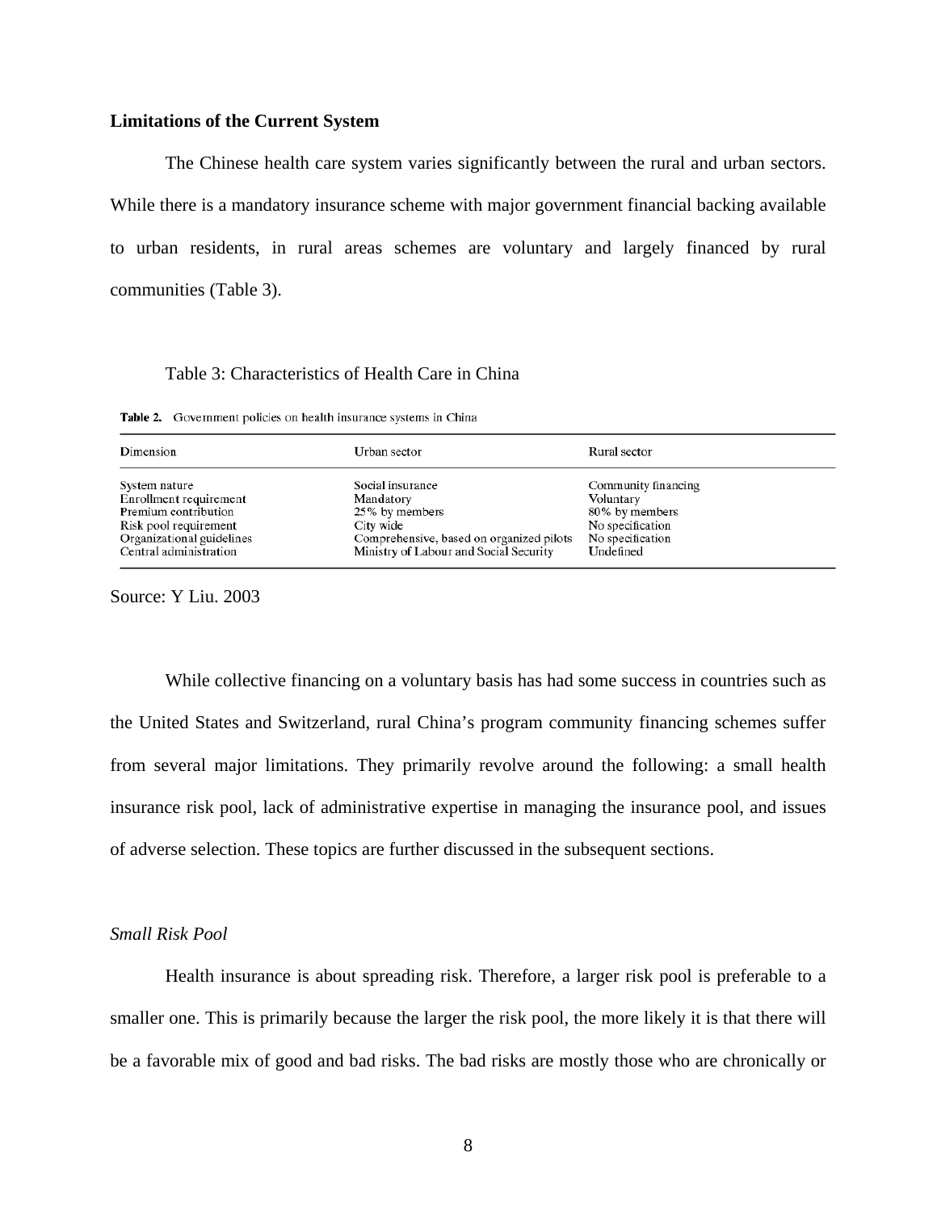**Limitations of the Current System**

The Chinese health care system varies significantly between the rural and urban sectors. While there is a mandatory insurance scheme with major government financial backing available to urban residents, in rural areas schemes are voluntary and largely financed by rural communities (Table 3).

Table 3: Characteristics of Health Care in China

**Table 2.** Government policies on health insurance systems in China

| Dimension | Urban sector | Rural sector |
|---|---|---|
| System nature | Social insurance | Community financing |
| Enrollment requirement | Mandatory | Voluntary |
| Premium contribution | 25% by members | 80% by members |
| Risk pool requirement | City wide | No specification |
| Organizational guidelines | Comprehensive, based on organized pilots | No specification |
| Central administration | Ministry of Labour and Social Security | Undefined |

Source: Y Liu. 2003

While collective financing on a voluntary basis has had some success in countries such as the United States and Switzerland, rural China's program community financing schemes suffer from several major limitations. They primarily revolve around the following: a small health insurance risk pool, lack of administrative expertise in managing the insurance pool, and issues of adverse selection. These topics are further discussed in the subsequent sections.

*Small Risk Pool*

Health insurance is about spreading risk. Therefore, a larger risk pool is preferable to a smaller one. This is primarily because the larger the risk pool, the more likely it is that there will be a favorable mix of good and bad risks. The bad risks are mostly those who are chronically or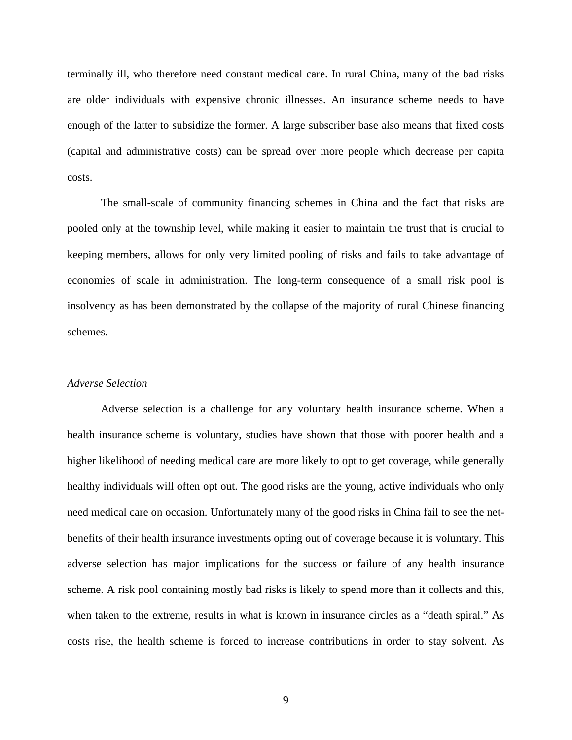terminally ill, who therefore need constant medical care. In rural China, many of the bad risks are older individuals with expensive chronic illnesses. An insurance scheme needs to have enough of the latter to subsidize the former. A large subscriber base also means that fixed costs (capital and administrative costs) can be spread over more people which decrease per capita costs.

The small-scale of community financing schemes in China and the fact that risks are pooled only at the township level, while making it easier to maintain the trust that is crucial to keeping members, allows for only very limited pooling of risks and fails to take advantage of economies of scale in administration. The long-term consequence of a small risk pool is insolvency as has been demonstrated by the collapse of the majority of rural Chinese financing schemes.

*Adverse Selection*

Adverse selection is a challenge for any voluntary health insurance scheme. When a health insurance scheme is voluntary, studies have shown that those with poorer health and a higher likelihood of needing medical care are more likely to opt to get coverage, while generally healthy individuals will often opt out. The good risks are the young, active individuals who only need medical care on occasion. Unfortunately many of the good risks in China fail to see the net-benefits of their health insurance investments opting out of coverage because it is voluntary. This adverse selection has major implications for the success or failure of any health insurance scheme. A risk pool containing mostly bad risks is likely to spend more than it collects and this, when taken to the extreme, results in what is known in insurance circles as a "death spiral." As costs rise, the health scheme is forced to increase contributions in order to stay solvent. As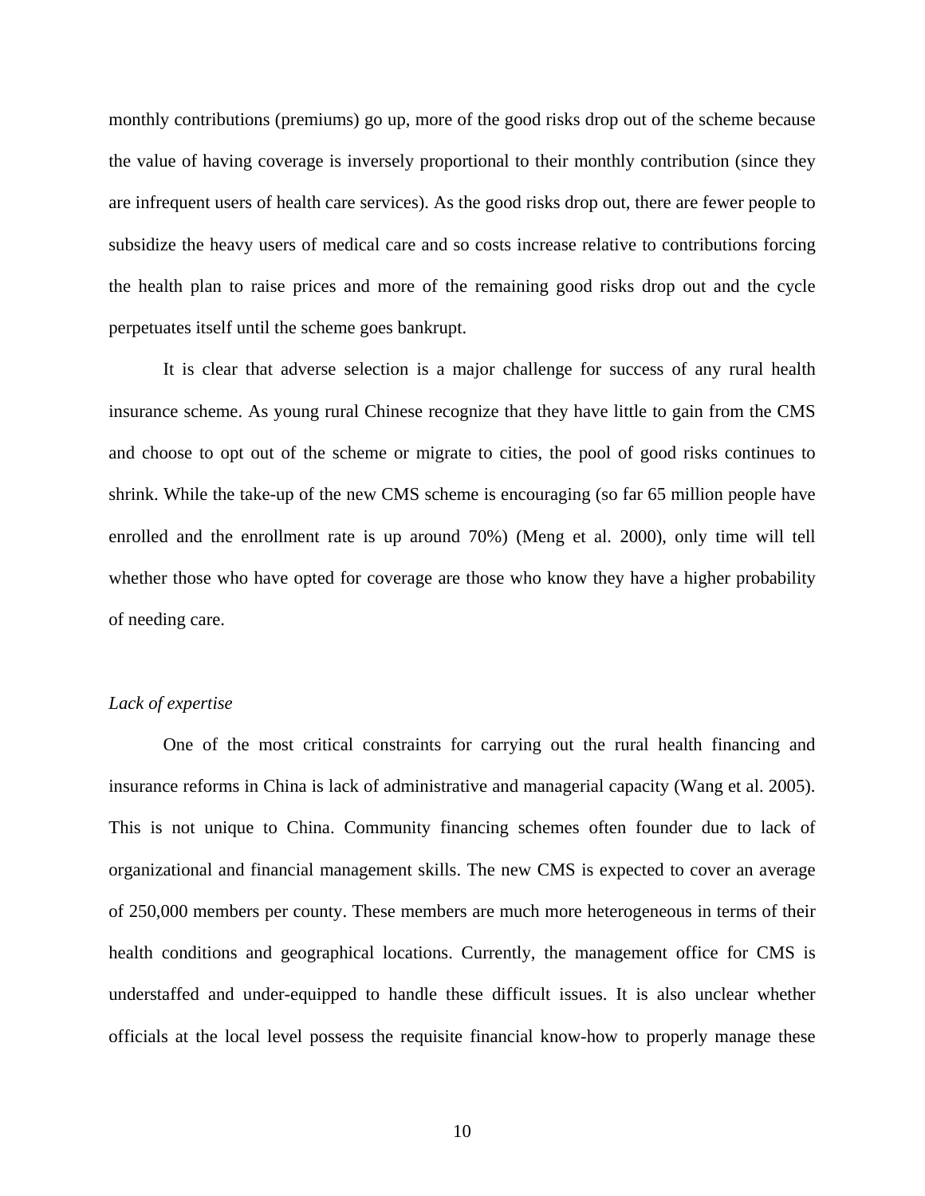monthly contributions (premiums) go up, more of the good risks drop out of the scheme because the value of having coverage is inversely proportional to their monthly contribution (since they are infrequent users of health care services). As the good risks drop out, there are fewer people to subsidize the heavy users of medical care and so costs increase relative to contributions forcing the health plan to raise prices and more of the remaining good risks drop out and the cycle perpetuates itself until the scheme goes bankrupt.

It is clear that adverse selection is a major challenge for success of any rural health insurance scheme. As young rural Chinese recognize that they have little to gain from the CMS and choose to opt out of the scheme or migrate to cities, the pool of good risks continues to shrink. While the take-up of the new CMS scheme is encouraging (so far 65 million people have enrolled and the enrollment rate is up around 70%) (Meng et al. 2000), only time will tell whether those who have opted for coverage are those who know they have a higher probability of needing care.

*Lack of expertise*

One of the most critical constraints for carrying out the rural health financing and insurance reforms in China is lack of administrative and managerial capacity (Wang et al. 2005). This is not unique to China. Community financing schemes often founder due to lack of organizational and financial management skills. The new CMS is expected to cover an average of 250,000 members per county. These members are much more heterogeneous in terms of their health conditions and geographical locations. Currently, the management office for CMS is understaffed and under-equipped to handle these difficult issues. It is also unclear whether officials at the local level possess the requisite financial know-how to properly manage these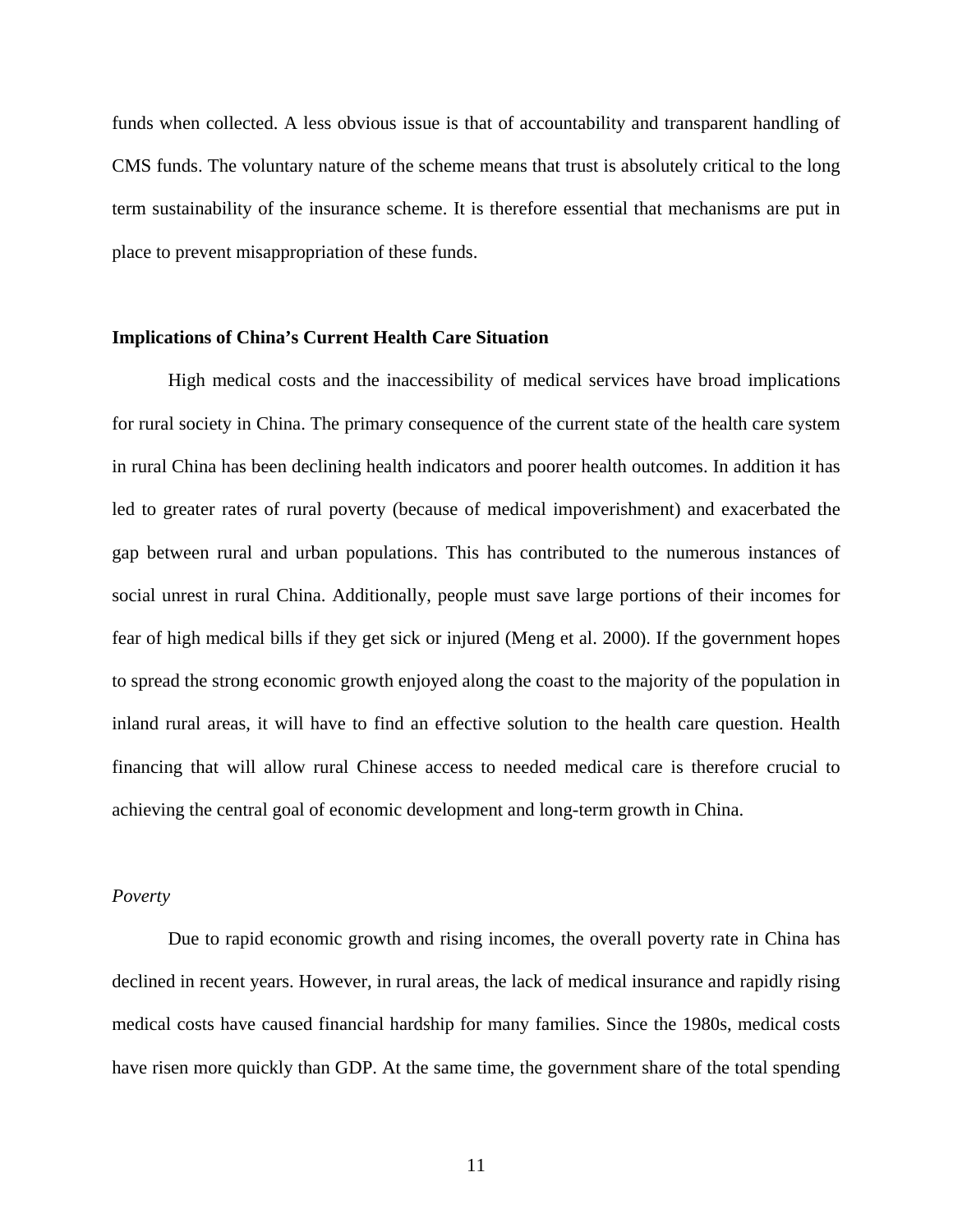funds when collected. A less obvious issue is that of accountability and transparent handling of CMS funds. The voluntary nature of the scheme means that trust is absolutely critical to the long term sustainability of the insurance scheme. It is therefore essential that mechanisms are put in place to prevent misappropriation of these funds.

## Implications of China's Current Health Care Situation

High medical costs and the inaccessibility of medical services have broad implications for rural society in China. The primary consequence of the current state of the health care system in rural China has been declining health indicators and poorer health outcomes. In addition it has led to greater rates of rural poverty (because of medical impoverishment) and exacerbated the gap between rural and urban populations. This has contributed to the numerous instances of social unrest in rural China. Additionally, people must save large portions of their incomes for fear of high medical bills if they get sick or injured (Meng et al. 2000). If the government hopes to spread the strong economic growth enjoyed along the coast to the majority of the population in inland rural areas, it will have to find an effective solution to the health care question. Health financing that will allow rural Chinese access to needed medical care is therefore crucial to achieving the central goal of economic development and long-term growth in China.

### *Poverty*

Due to rapid economic growth and rising incomes, the overall poverty rate in China has declined in recent years. However, in rural areas, the lack of medical insurance and rapidly rising medical costs have caused financial hardship for many families. Since the 1980s, medical costs have risen more quickly than GDP. At the same time, the government share of the total spending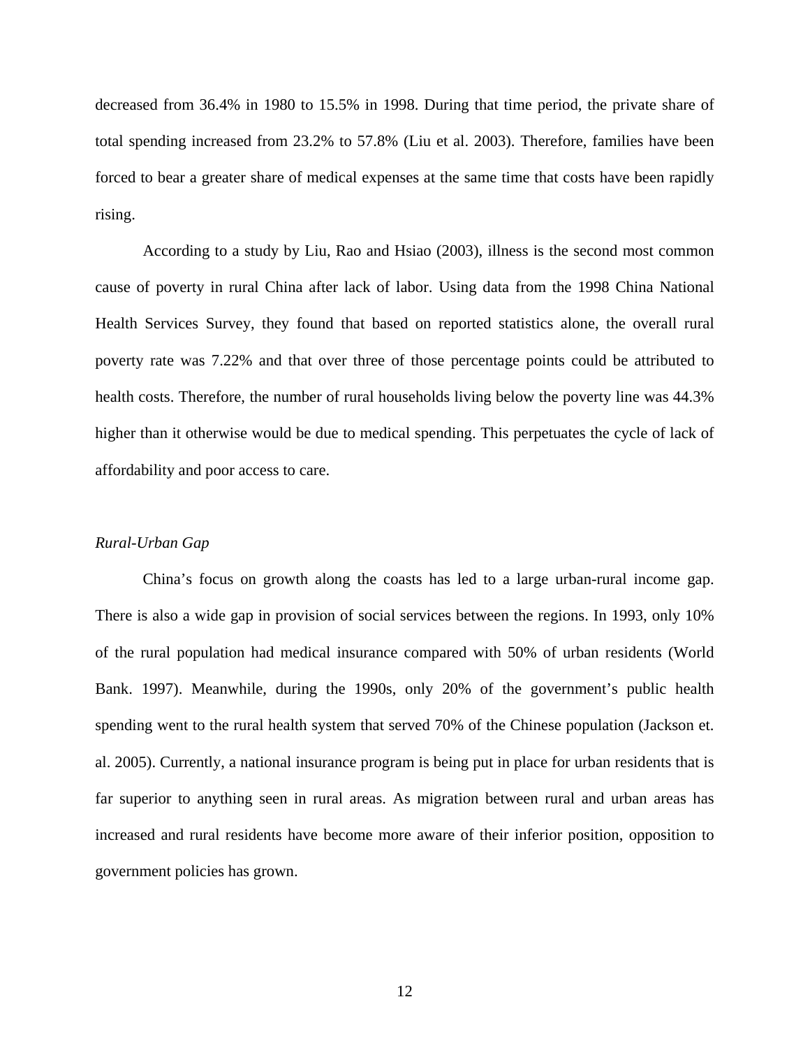decreased from 36.4% in 1980 to 15.5% in 1998. During that time period, the private share of total spending increased from 23.2% to 57.8% (Liu et al. 2003). Therefore, families have been forced to bear a greater share of medical expenses at the same time that costs have been rapidly rising.

According to a study by Liu, Rao and Hsiao (2003), illness is the second most common cause of poverty in rural China after lack of labor. Using data from the 1998 China National Health Services Survey, they found that based on reported statistics alone, the overall rural poverty rate was 7.22% and that over three of those percentage points could be attributed to health costs. Therefore, the number of rural households living below the poverty line was 44.3% higher than it otherwise would be due to medical spending. This perpetuates the cycle of lack of affordability and poor access to care.

*Rural-Urban Gap*

China's focus on growth along the coasts has led to a large urban-rural income gap. There is also a wide gap in provision of social services between the regions. In 1993, only 10% of the rural population had medical insurance compared with 50% of urban residents (World Bank. 1997). Meanwhile, during the 1990s, only 20% of the government's public health spending went to the rural health system that served 70% of the Chinese population (Jackson et. al. 2005). Currently, a national insurance program is being put in place for urban residents that is far superior to anything seen in rural areas. As migration between rural and urban areas has increased and rural residents have become more aware of their inferior position, opposition to government policies has grown.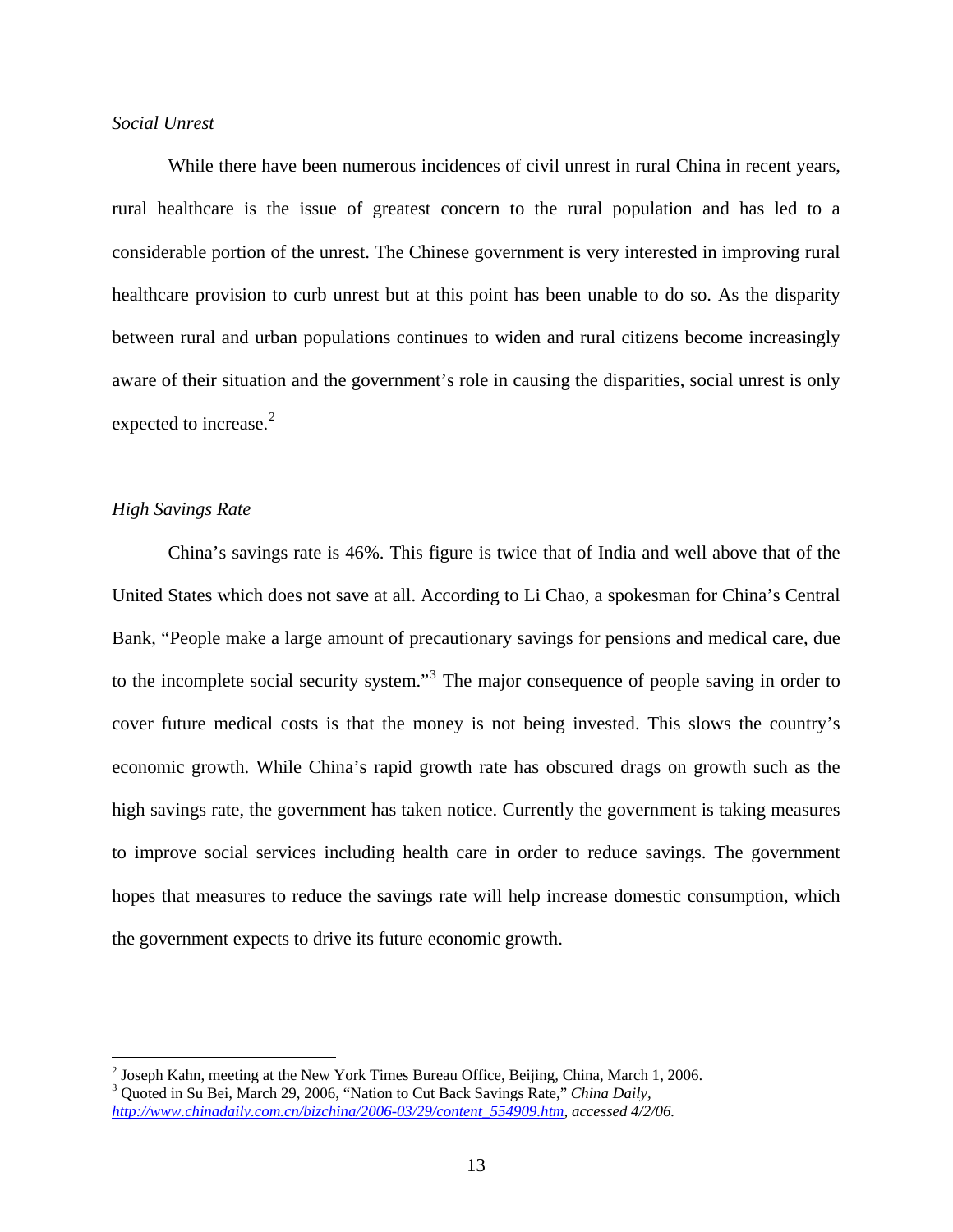*Social Unrest*

While there have been numerous incidences of civil unrest in rural China in recent years, rural healthcare is the issue of greatest concern to the rural population and has led to a considerable portion of the unrest. The Chinese government is very interested in improving rural healthcare provision to curb unrest but at this point has been unable to do so. As the disparity between rural and urban populations continues to widen and rural citizens become increasingly aware of their situation and the government's role in causing the disparities, social unrest is only expected to increase.[2]

*High Savings Rate*

China's savings rate is 46%. This figure is twice that of India and well above that of the United States which does not save at all. According to Li Chao, a spokesman for China's Central Bank, "People make a large amount of precautionary savings for pensions and medical care, due to the incomplete social security system."[3] The major consequence of people saving in order to cover future medical costs is that the money is not being invested. This slows the country's economic growth. While China's rapid growth rate has obscured drags on growth such as the high savings rate, the government has taken notice. Currently the government is taking measures to improve social services including health care in order to reduce savings. The government hopes that measures to reduce the savings rate will help increase domestic consumption, which the government expects to drive its future economic growth.

---

[2] Joseph Kahn, meeting at the New York Times Bureau Office, Beijing, China, March 1, 2006.

[3] Quoted in Su Bei, March 29, 2006, "Nation to Cut Back Savings Rate," *China Daily*, http://www.chinadaily.com.cn/bizchina/2006-03/29/content_554909.htm, *accessed 4/2/06.*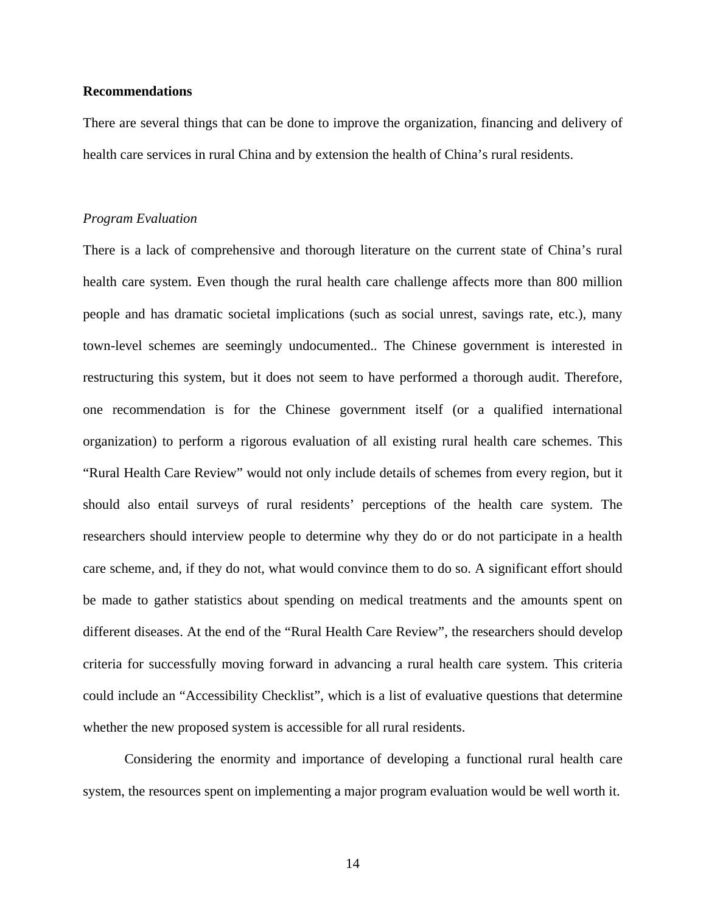**Recommendations**

There are several things that can be done to improve the organization, financing and delivery of health care services in rural China and by extension the health of China's rural residents.

*Program Evaluation*

There is a lack of comprehensive and thorough literature on the current state of China's rural health care system. Even though the rural health care challenge affects more than 800 million people and has dramatic societal implications (such as social unrest, savings rate, etc.), many town-level schemes are seemingly undocumented.. The Chinese government is interested in restructuring this system, but it does not seem to have performed a thorough audit. Therefore, one recommendation is for the Chinese government itself (or a qualified international organization) to perform a rigorous evaluation of all existing rural health care schemes. This "Rural Health Care Review" would not only include details of schemes from every region, but it should also entail surveys of rural residents' perceptions of the health care system. The researchers should interview people to determine why they do or do not participate in a health care scheme, and, if they do not, what would convince them to do so. A significant effort should be made to gather statistics about spending on medical treatments and the amounts spent on different diseases. At the end of the "Rural Health Care Review", the researchers should develop criteria for successfully moving forward in advancing a rural health care system. This criteria could include an "Accessibility Checklist", which is a list of evaluative questions that determine whether the new proposed system is accessible for all rural residents.

Considering the enormity and importance of developing a functional rural health care system, the resources spent on implementing a major program evaluation would be well worth it.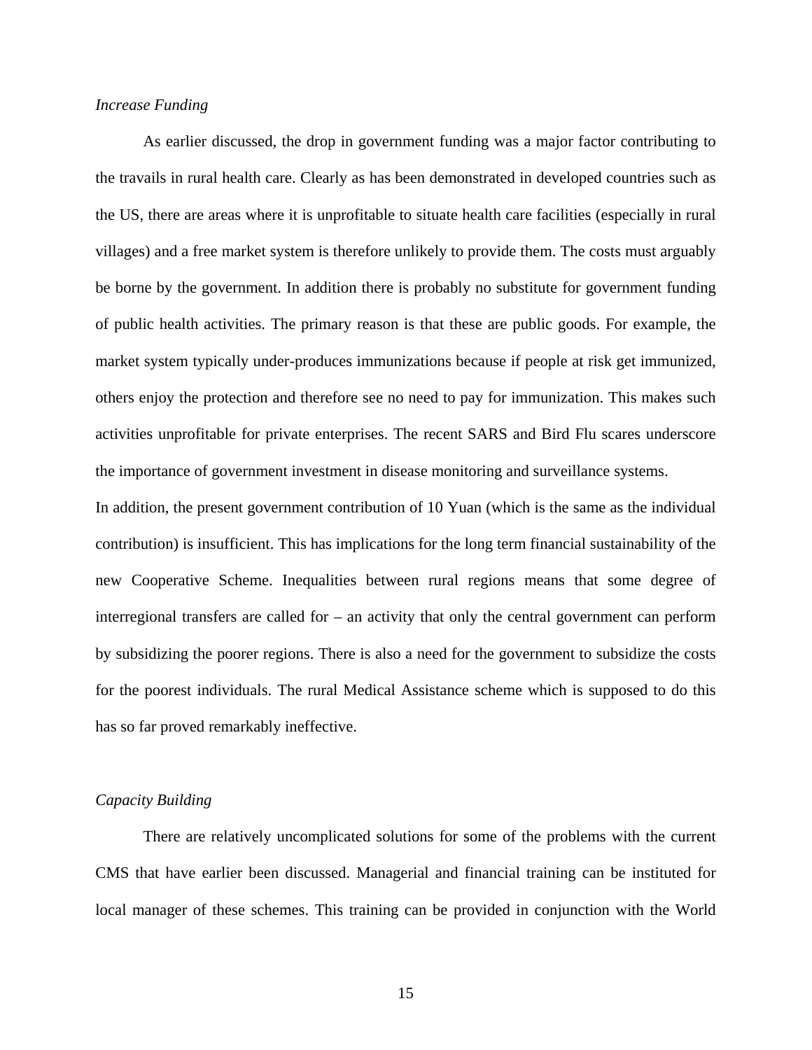*Increase Funding*

As earlier discussed, the drop in government funding was a major factor contributing to the travails in rural health care. Clearly as has been demonstrated in developed countries such as the US, there are areas where it is unprofitable to situate health care facilities (especially in rural villages) and a free market system is therefore unlikely to provide them. The costs must arguably be borne by the government. In addition there is probably no substitute for government funding of public health activities. The primary reason is that these are public goods. For example, the market system typically under-produces immunizations because if people at risk get immunized, others enjoy the protection and therefore see no need to pay for immunization. This makes such activities unprofitable for private enterprises. The recent SARS and Bird Flu scares underscore the importance of government investment in disease monitoring and surveillance systems.

In addition, the present government contribution of 10 Yuan (which is the same as the individual contribution) is insufficient. This has implications for the long term financial sustainability of the new Cooperative Scheme. Inequalities between rural regions means that some degree of interregional transfers are called for – an activity that only the central government can perform by subsidizing the poorer regions. There is also a need for the government to subsidize the costs for the poorest individuals. The rural Medical Assistance scheme which is supposed to do this has so far proved remarkably ineffective.

*Capacity Building*

There are relatively uncomplicated solutions for some of the problems with the current CMS that have earlier been discussed. Managerial and financial training can be instituted for local manager of these schemes. This training can be provided in conjunction with the World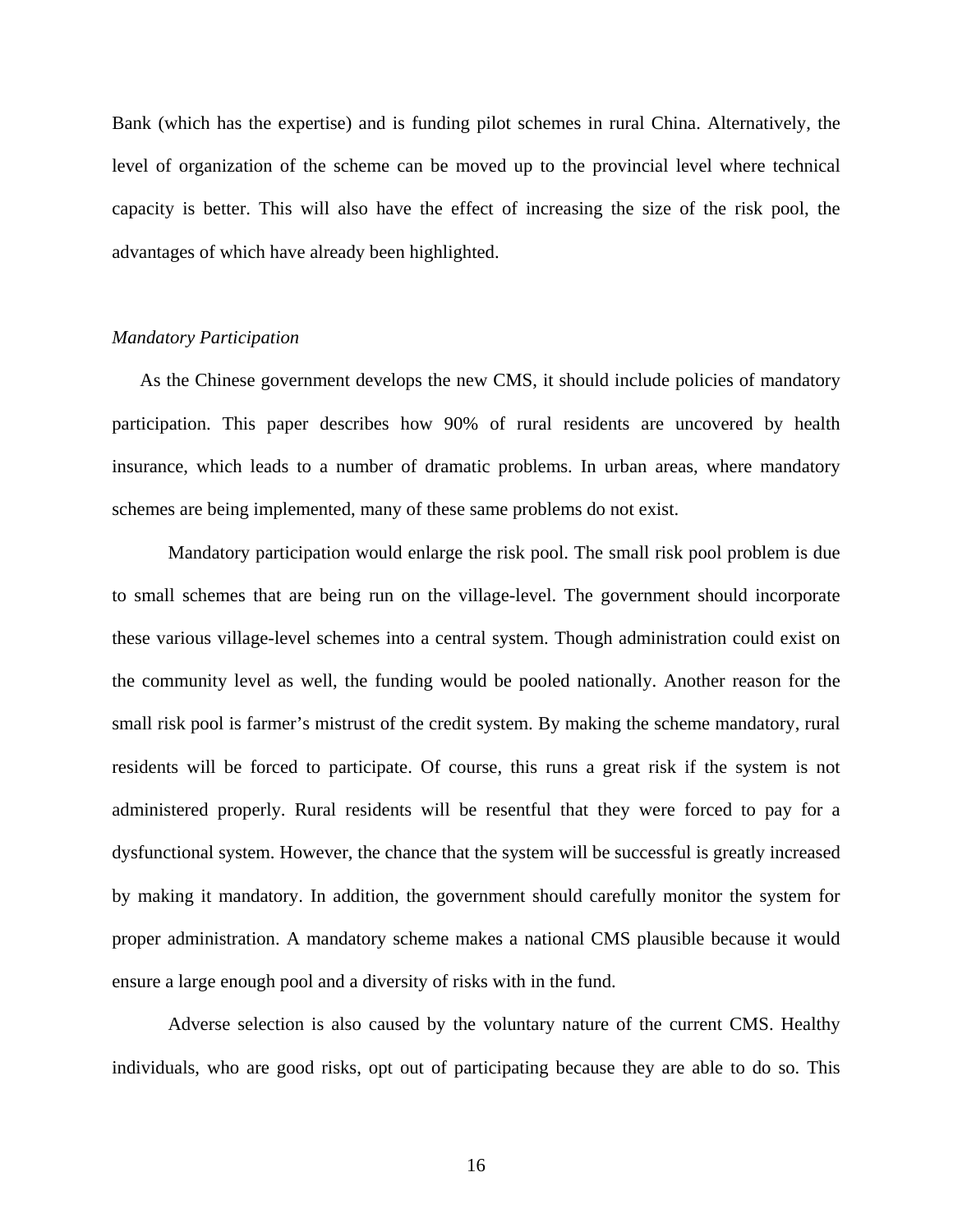Bank (which has the expertise) and is funding pilot schemes in rural China. Alternatively, the level of organization of the scheme can be moved up to the provincial level where technical capacity is better. This will also have the effect of increasing the size of the risk pool, the advantages of which have already been highlighted.

*Mandatory Participation*

As the Chinese government develops the new CMS, it should include policies of mandatory participation. This paper describes how 90% of rural residents are uncovered by health insurance, which leads to a number of dramatic problems. In urban areas, where mandatory schemes are being implemented, many of these same problems do not exist.

Mandatory participation would enlarge the risk pool. The small risk pool problem is due to small schemes that are being run on the village-level. The government should incorporate these various village-level schemes into a central system. Though administration could exist on the community level as well, the funding would be pooled nationally. Another reason for the small risk pool is farmer's mistrust of the credit system. By making the scheme mandatory, rural residents will be forced to participate. Of course, this runs a great risk if the system is not administered properly. Rural residents will be resentful that they were forced to pay for a dysfunctional system. However, the chance that the system will be successful is greatly increased by making it mandatory. In addition, the government should carefully monitor the system for proper administration. A mandatory scheme makes a national CMS plausible because it would ensure a large enough pool and a diversity of risks with in the fund.

Adverse selection is also caused by the voluntary nature of the current CMS. Healthy individuals, who are good risks, opt out of participating because they are able to do so. This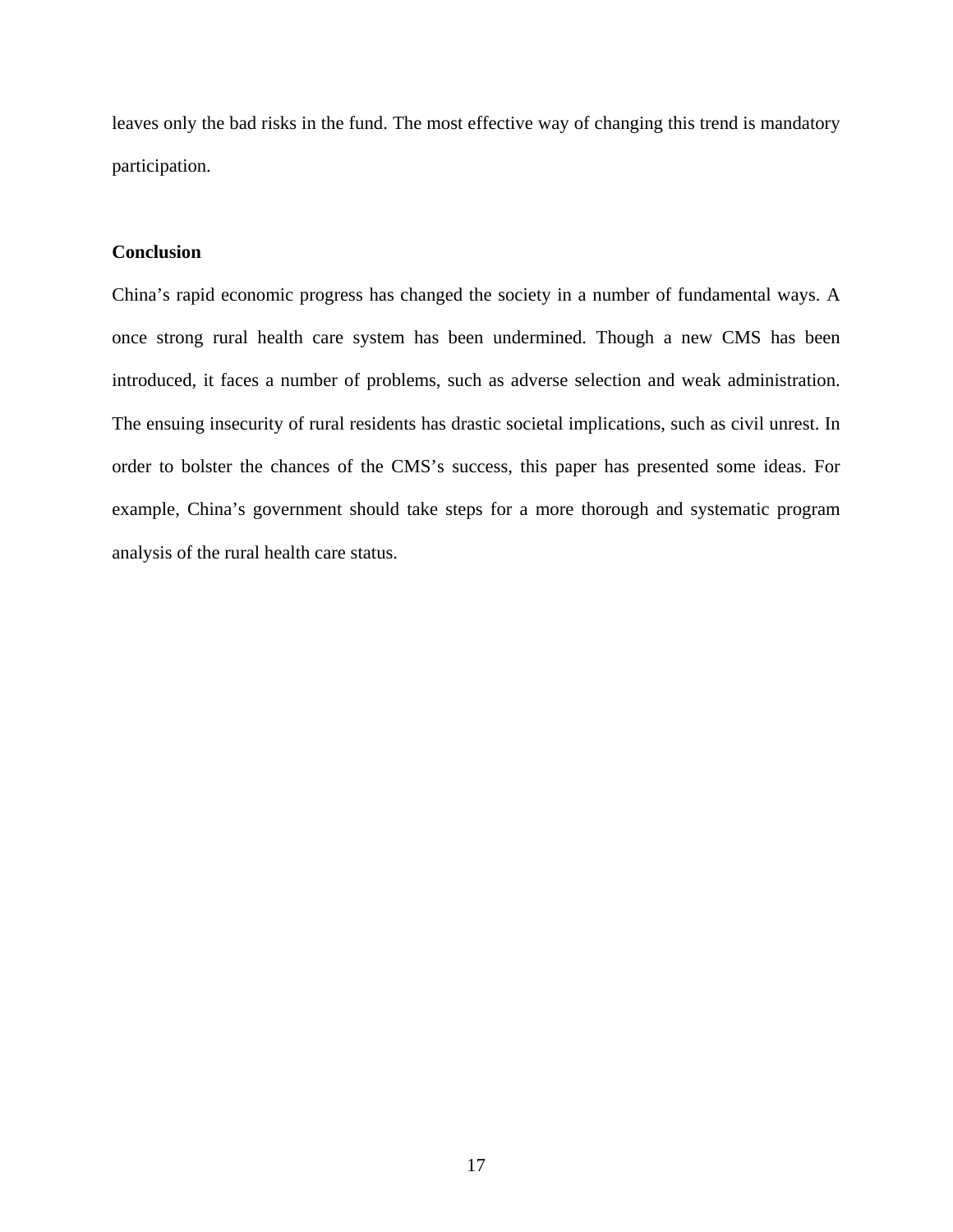leaves only the bad risks in the fund. The most effective way of changing this trend is mandatory participation.

## Conclusion

China's rapid economic progress has changed the society in a number of fundamental ways. A once strong rural health care system has been undermined. Though a new CMS has been introduced, it faces a number of problems, such as adverse selection and weak administration. The ensuing insecurity of rural residents has drastic societal implications, such as civil unrest. In order to bolster the chances of the CMS's success, this paper has presented some ideas. For example, China's government should take steps for a more thorough and systematic program analysis of the rural health care status.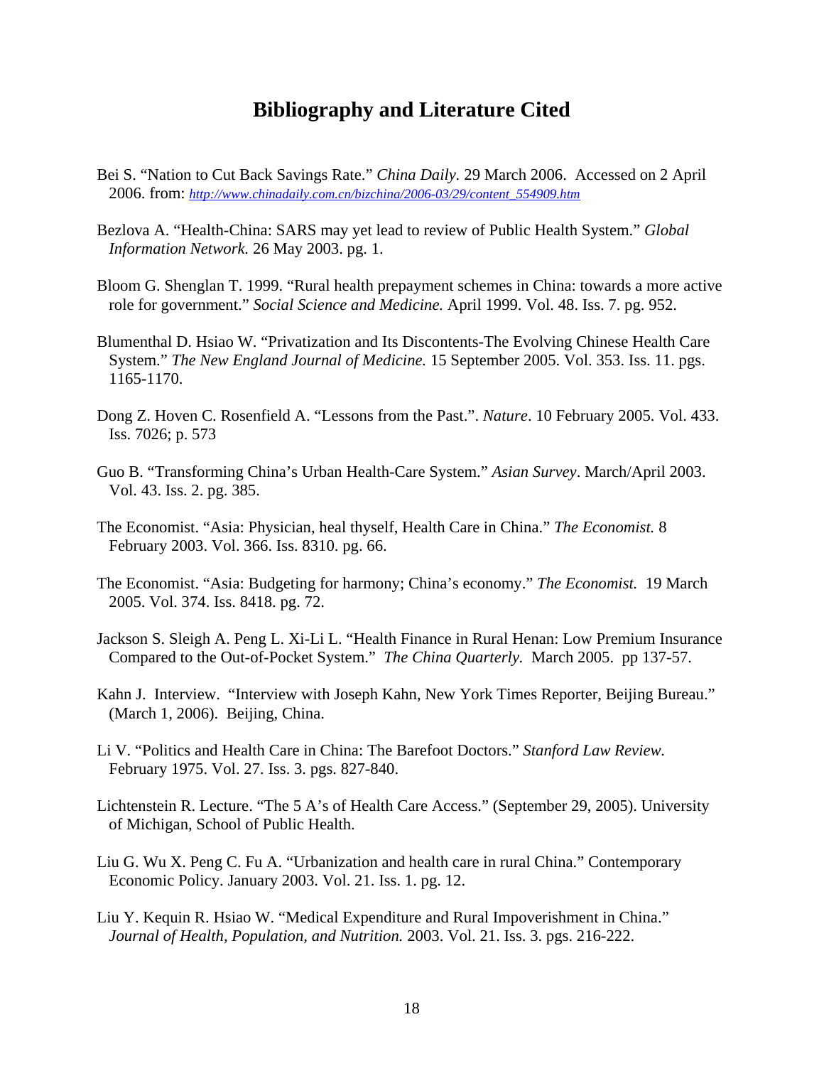# Bibliography and Literature Cited

Bei S. "Nation to Cut Back Savings Rate." *China Daily.* 29 March 2006. Accessed on 2 April 2006. from: *http://www.chinadaily.com.cn/bizchina/2006-03/29/content_554909.htm*

Bezlova A. "Health-China: SARS may yet lead to review of Public Health System." *Global Information Network.* 26 May 2003. pg. 1.

Bloom G. Shenglan T. 1999. "Rural health prepayment schemes in China: towards a more active role for government." *Social Science and Medicine.* April 1999. Vol. 48. Iss. 7. pg. 952.

Blumenthal D. Hsiao W. "Privatization and Its Discontents-The Evolving Chinese Health Care System." *The New England Journal of Medicine.* 15 September 2005. Vol. 353. Iss. 11. pgs. 1165-1170.

Dong Z. Hoven C. Rosenfield A. "Lessons from the Past.". *Nature*. 10 February 2005. Vol. 433. Iss. 7026; p. 573

Guo B. "Transforming China's Urban Health-Care System." *Asian Survey*. March/April 2003. Vol. 43. Iss. 2. pg. 385.

The Economist. "Asia: Physician, heal thyself, Health Care in China." *The Economist.* 8 February 2003. Vol. 366. Iss. 8310. pg. 66.

The Economist. "Asia: Budgeting for harmony; China's economy." *The Economist.* 19 March 2005. Vol. 374. Iss. 8418. pg. 72.

Jackson S. Sleigh A. Peng L. Xi-Li L. "Health Finance in Rural Henan: Low Premium Insurance Compared to the Out-of-Pocket System." *The China Quarterly.* March 2005. pp 137-57.

Kahn J. Interview. "Interview with Joseph Kahn, New York Times Reporter, Beijing Bureau." (March 1, 2006). Beijing, China.

Li V. "Politics and Health Care in China: The Barefoot Doctors." *Stanford Law Review.* February 1975. Vol. 27. Iss. 3. pgs. 827-840.

Lichtenstein R. Lecture. "The 5 A's of Health Care Access." (September 29, 2005). University of Michigan, School of Public Health.

Liu G. Wu X. Peng C. Fu A. "Urbanization and health care in rural China." Contemporary Economic Policy. January 2003. Vol. 21. Iss. 1. pg. 12.

Liu Y. Kequin R. Hsiao W. "Medical Expenditure and Rural Impoverishment in China." *Journal of Health, Population, and Nutrition.* 2003. Vol. 21. Iss. 3. pgs. 216-222.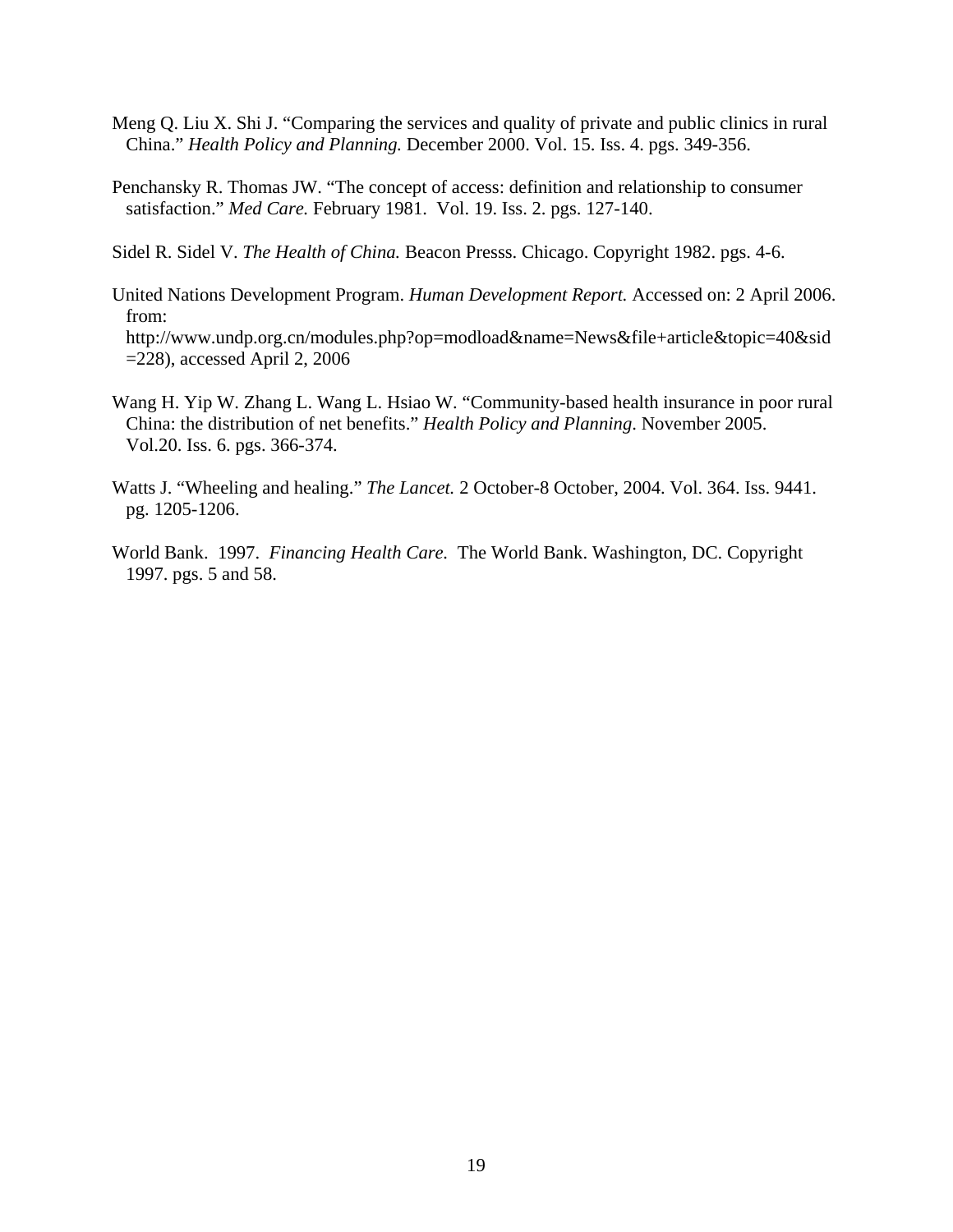Meng Q. Liu X. Shi J. "Comparing the services and quality of private and public clinics in rural China." *Health Policy and Planning.* December 2000. Vol. 15. Iss. 4. pgs. 349-356.

Penchansky R. Thomas JW. "The concept of access: definition and relationship to consumer satisfaction." *Med Care.* February 1981. Vol. 19. Iss. 2. pgs. 127-140.

Sidel R. Sidel V. *The Health of China.* Beacon Presss. Chicago. Copyright 1982. pgs. 4-6.

United Nations Development Program. *Human Development Report.* Accessed on: 2 April 2006. from: http://www.undp.org.cn/modules.php?op=modload&name=News&file+article&topic=40&sid=228), accessed April 2, 2006

Wang H. Yip W. Zhang L. Wang L. Hsiao W. "Community-based health insurance in poor rural China: the distribution of net benefits." *Health Policy and Planning.* November 2005. Vol.20. Iss. 6. pgs. 366-374.

Watts J. "Wheeling and healing." *The Lancet.* 2 October-8 October, 2004. Vol. 364. Iss. 9441. pg. 1205-1206.

World Bank. 1997. *Financing Health Care.* The World Bank. Washington, DC. Copyright 1997. pgs. 5 and 58.